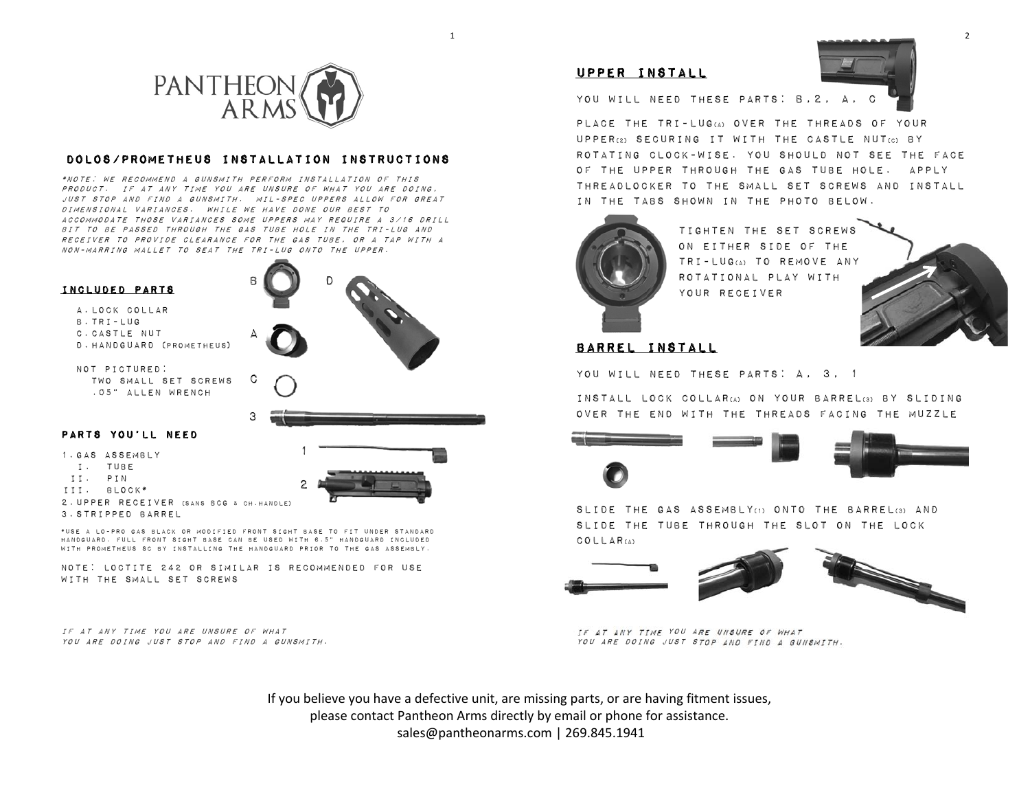PANTHEON ARMS

## DOLOS/PROMETHEUS INSTALLATION INSTRUCTIONS

*\*NOTE: WE RECOMMEND A GUNSMITH PERFORM INSTALLATION OF THIS PRODUCT. IF AT ANY TIME YOU ARE UNSURE OF WHAT YOU ARE DOING, JUST STOP AND FIND A GUNSMITH. MIL-SPEC UPPERS ALLOW FOR GREAT DIMENSIONAL VARIANCES. WHILE WE HAVE DONE OUR BEST TO ACCOMMODATE THOSE VARIANCES SOME UPPERS MAY REQUIRE A 3/16 DRILL BIT TO BE PASSED THROUGH THE GAS TUBE HOLE IN THE TRI-LUG AND RECEIVER TO PROVIDE CLEARANCE FOR THE GAS TUBE, OR A TAP WITH A NON-MARRING MALLET TO SEAT THE TRI-LUG ONTO THE UPPER.*

### INCLUDED PARTS

- A. LOCK COLLAR
- B. TRI-LUG
- C. CASTLE NUT
- D. HANDGUARD (PROMETHEUS)

NOT PICTURED:
- TWO SMALL SET SCREWS
- .05" ALLEN WRENCH

### PARTS YOU'LL NEED

1. GAS ASSEMBLY
   - I. TUBE
   - II. PIN
   - III. BLOCK\*
2. UPPER RECEIVER (SANS BCG & CH.HANDLE)
3. STRIPPED BARREL

\*USE A LO-PRO GAS BLACK OR MODIFIED FRONT SIGHT BASE TO FIT UNDER STANDARD HANDGUARD. FULL FRONT SIGHT BASE CAN BE USED WITH 6.5" HANDGUARD INCLUDED WITH PROMETHEUS SC BY INSTALLING THE HANDGUARD PRIOR TO THE GAS ASSEMBLY.

NOTE: LOCTITE 242 OR SIMILAR IS RECOMMENDED FOR USE WITH THE SMALL SET SCREWS

*IF AT ANY TIME YOU ARE UNSURE OF WHAT YOU ARE DOING JUST STOP AND FIND A GUNSMITH.*

### UPPER INSTALL

YOU WILL NEED THESE PARTS: B, 2, A, C

PLACE THE TRI-LUG(A) OVER THE THREADS OF YOUR UPPER(2) SECURING IT WITH THE CASTLE NUT(C) BY ROTATING CLOCK-WISE. YOU SHOULD NOT SEE THE FACE OF THE UPPER THROUGH THE GAS TUBE HOLE. APPLY THREADLOCKER TO THE SMALL SET SCREWS AND INSTALL IN THE TABS SHOWN IN THE PHOTO BELOW.

TIGHTEN THE SET SCREWS ON EITHER SIDE OF THE TRI-LUG(A) TO REMOVE ANY ROTATIONAL PLAY WITH YOUR RECEIVER

### BARREL INSTALL

YOU WILL NEED THESE PARTS: A, 3, 1

INSTALL LOCK COLLAR(A) ON YOUR BARREL(3) BY SLIDING OVER THE END WITH THE THREADS FACING THE MUZZLE

SLIDE THE GAS ASSEMBLY(1) ONTO THE BARREL(3) AND SLIDE THE TUBE THROUGH THE SLOT ON THE LOCK COLLAR(A)

*IF AT ANY TIME YOU ARE UNSURE OF WHAT YOU ARE DOING JUST STOP AND FIND A GUNSMITH.*

If you believe you have a defective unit, are missing parts, or are having fitment issues, please contact Pantheon Arms directly by email or phone for assistance.
sales@pantheonarms.com | 269.845.1941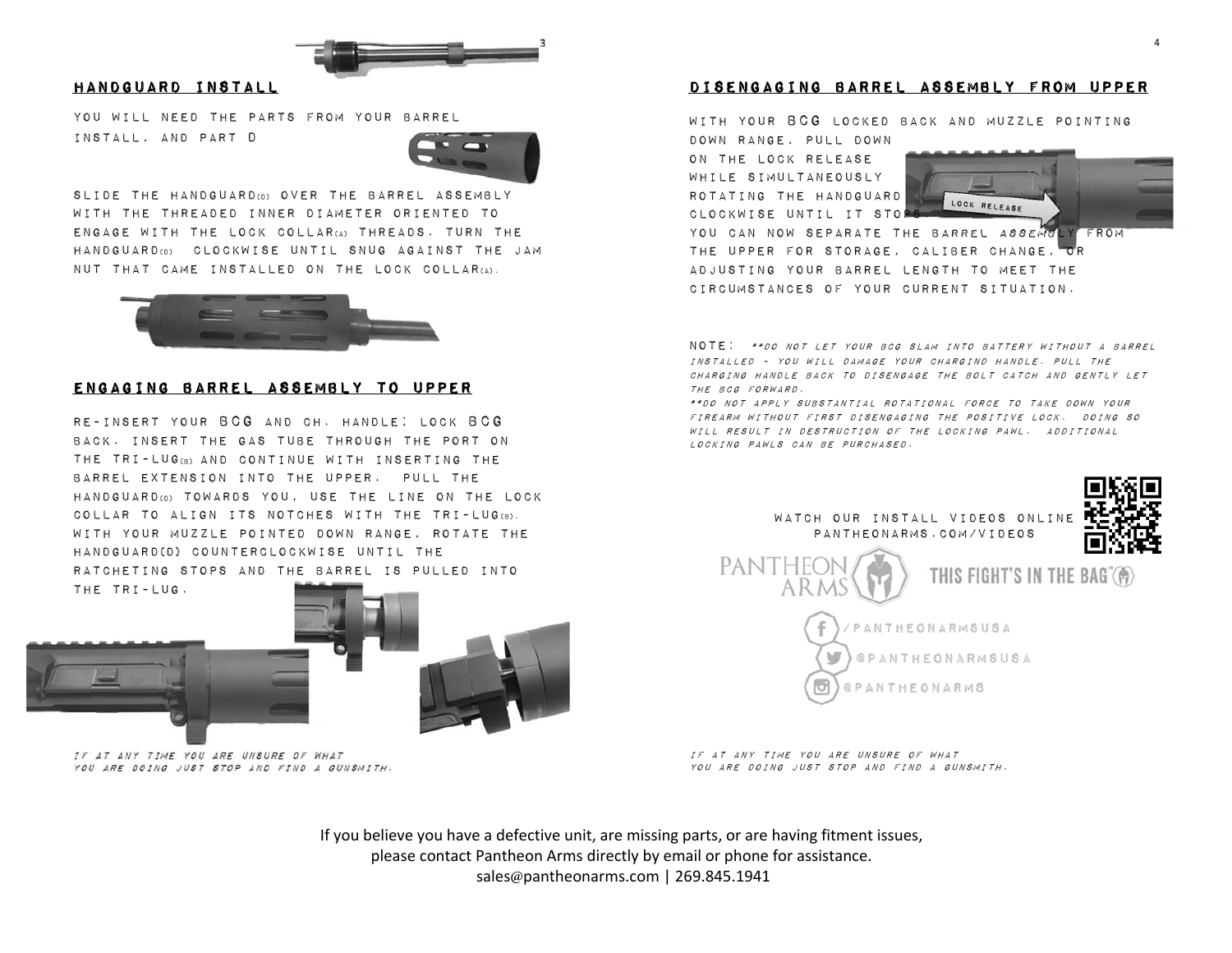## HANDGUARD INSTALL

YOU WILL NEED THE PARTS FROM YOUR BARREL INSTALL, AND PART D

SLIDE THE HANDGUARD(D) OVER THE BARREL ASSEMBLY WITH THE THREADED INNER DIAMETER ORIENTED TO ENGAGE WITH THE LOCK COLLAR(A) THREADS. TURN THE HANDGUARD(D) CLOCKWISE UNTIL SNUG AGAINST THE JAM NUT THAT CAME INSTALLED ON THE LOCK COLLAR(A).

## ENGAGING BARREL ASSEMBLY TO UPPER

RE-INSERT YOUR BCG AND CH. HANDLE; LOCK BCG BACK. INSERT THE GAS TUBE THROUGH THE PORT ON THE TRI-LUG(B) AND CONTINUE WITH INSERTING THE BARREL EXTENSION INTO THE UPPER. PULL THE HANDGUARD(D) TOWARDS YOU, USE THE LINE ON THE LOCK COLLAR TO ALIGN ITS NOTCHES WITH THE TRI-LUG(B). WITH YOUR MUZZLE POINTED DOWN RANGE, ROTATE THE HANDGUARD(D) COUNTERCLOCKWISE UNTIL THE RATCHETING STOPS AND THE BARREL IS PULLED INTO THE TRI-LUG.

*IF AT ANY TIME YOU ARE UNSURE OF WHAT YOU ARE DOING JUST STOP AND FIND A GUNSMITH.*

## DISENGAGING BARREL ASSEMBLY FROM UPPER

WITH YOUR BCG LOCKED BACK AND MUZZLE POINTING DOWN RANGE, PULL DOWN ON THE LOCK RELEASE WHILE SIMULTANEOUSLY ROTATING THE HANDGUARD CLOCKWISE UNTIL IT STOPS. YOU CAN NOW SEPARATE THE BARREL ASSEMBLY FROM THE UPPER FOR STORAGE, CALIBER CHANGE, OR ADJUSTING YOUR BARREL LENGTH TO MEET THE CIRCUMSTANCES OF YOUR CURRENT SITUATION.

LOCK RELEASE

NOTE: *\*\*DO NOT LET YOUR BCG SLAM INTO BATTERY WITHOUT A BARREL INSTALLED - YOU WILL DAMAGE YOUR CHARGIND HANDLE. PULL THE CHARGING HANDLE BACK TO DISENGAGE THE BOLT CATCH AND GENTLY LET THE BCG FORWARD.*
*\*\*DO NOT APPLY SUBSTANTIAL ROTATIONAL FORCE TO TAKE DOWN YOUR FIREARM WITHOUT FIRST DISENGAGING THE POSITIVE LOCK. DOING SO WILL RESULT IN DESTRUCTION OF THE LOCKING PAWL. ADDITIONAL LOCKING PAWLS CAN BE PURCHASED.*

WATCH OUR INSTALL VIDEOS ONLINE
PANTHEONARMS.COM/VIDEOS

PANTHEON ARMS

THIS FIGHT'S IN THE BAG™

/PANTHEONARMSUSA
@PANTHEONARMSUSA
@PANTHEONARMS

*IF AT ANY TIME YOU ARE UNSURE OF WHAT YOU ARE DOING JUST STOP AND FIND A GUNSMITH.*

If you believe you have a defective unit, are missing parts, or are having fitment issues, please contact Pantheon Arms directly by email or phone for assistance.
sales@pantheonarms.com | 269.845.1941